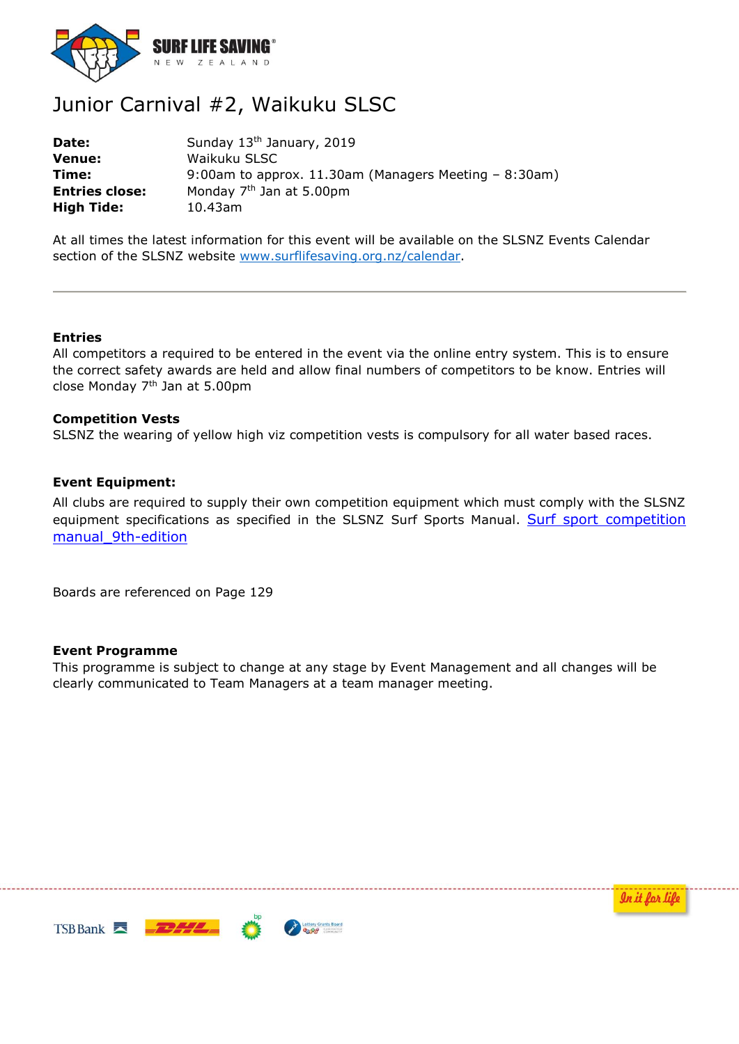# Junior Carnival #2, Waikuku SLSC

| | |
|---|---|
| **Date:** | Sunday 13th January, 2019 |
| **Venue:** | Waikuku SLSC |
| **Time:** | 9:00am to approx. 11.30am (Managers Meeting – 8:30am) |
| **Entries close:** | Monday 7th Jan at 5.00pm |
| **High Tide:** | 10.43am |

At all times the latest information for this event will be available on the SLSNZ Events Calendar section of the SLSNZ website [www.surflifesaving.org.nz/calendar](www.surflifesaving.org.nz/calendar).

---

**Entries**

All competitors a required to be entered in the event via the online entry system. This is to ensure the correct safety awards are held and allow final numbers of competitors to be know. Entries will close Monday 7th Jan at 5.00pm

**Competition Vests**

SLSNZ the wearing of yellow high viz competition vests is compulsory for all water based races.

**Event Equipment:**

All clubs are required to supply their own competition equipment which must comply with the SLSNZ equipment specifications as specified in the SLSNZ Surf Sports Manual. Surf sport competition manual_9th-edition

Boards are referenced on Page 129

**Event Programme**

This programme is subject to change at any stage by Event Management and all changes will be clearly communicated to Team Managers at a team manager meeting.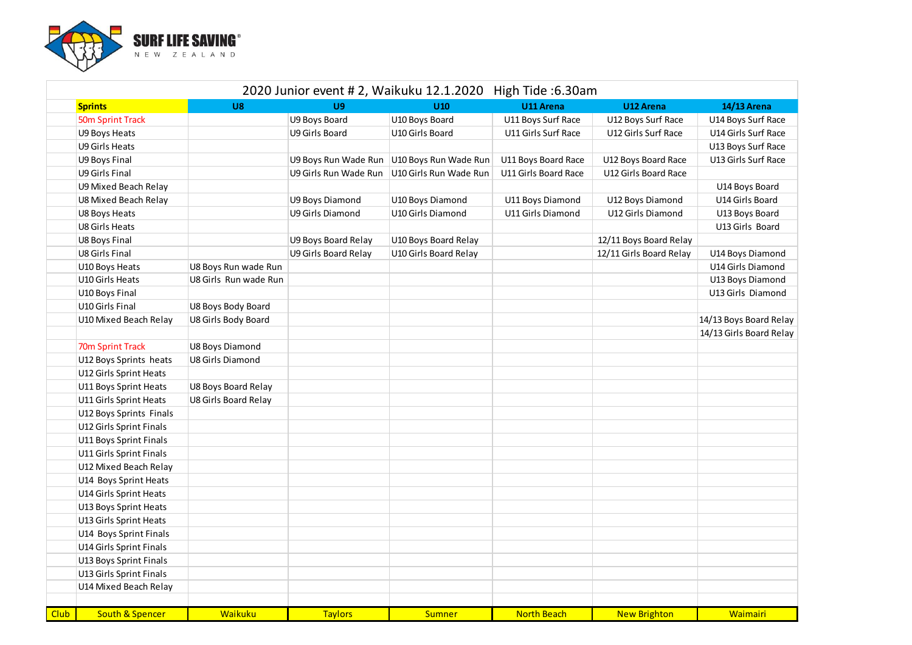SURF LIFE SAVING NEW ZEALAND

## 2020 Junior event # 2, Waikuku 12.1.2020 High Tide :6.30am

| | Sprints | U8 | U9 | U10 | U11 Arena | U12 Arena | 14/13 Arena |
|---|---|---|---|---|---|---|---|
| | 50m Sprint Track | | U9 Boys Board | U10 Boys Board | U11 Boys Surf Race | U12 Boys Surf Race | U14 Boys Surf Race |
| | U9 Boys Heats | | U9 Girls Board | U10 Girls Board | U11 Girls Surf Race | U12 Girls Surf Race | U14 Girls Surf Race |
| | U9 Girls Heats | | | | | | U13 Boys Surf Race |
| | U9 Boys Final | | U9 Boys Run Wade Run | U10 Boys Run Wade Run | U11 Boys Board Race | U12 Boys Board Race | U13 Girls Surf Race |
| | U9 Girls Final | | U9 Girls Run Wade Run | U10 Girls Run Wade Run | U11 Girls Board Race | U12 Girls Board Race | |
| | U9 Mixed Beach Relay | | | | | | U14 Boys Board |
| | U8 Mixed Beach Relay | | U9 Boys Diamond | U10 Boys Diamond | U11 Boys Diamond | U12 Boys Diamond | U14 Girls Board |
| | U8 Boys Heats | | U9 Girls Diamond | U10 Girls Diamond | U11 Girls Diamond | U12 Girls Diamond | U13 Boys Board |
| | U8 Girls Heats | | | | | | U13 Girls Board |
| | U8 Boys Final | | U9 Boys Board Relay | U10 Boys Board Relay | | 12/11 Boys Board Relay | |
| | U8 Girls Final | | U9 Girls Board Relay | U10 Girls Board Relay | | 12/11 Girls Board Relay | U14 Boys Diamond |
| | U10 Boys Heats | U8 Boys Run wade Run | | | | | U14 Girls Diamond |
| | U10 Girls Heats | U8 Girls Run wade Run | | | | | U13 Boys Diamond |
| | U10 Boys Final | | | | | | U13 Girls Diamond |
| | U10 Girls Final | U8 Boys Body Board | | | | | |
| | U10 Mixed Beach Relay | U8 Girls Body Board | | | | | 14/13 Boys Board Relay |
| | | | | | | | 14/13 Girls Board Relay |
| | 70m Sprint Track | U8 Boys Diamond | | | | | |
| | U12 Boys Sprints heats | U8 Girls Diamond | | | | | |
| | U12 Girls Sprint Heats | | | | | | |
| | U11 Boys Sprint Heats | U8 Boys Board Relay | | | | | |
| | U11 Girls Sprint Heats | U8 Girls Board Relay | | | | | |
| | U12 Boys Sprints Finals | | | | | | |
| | U12 Girls Sprint Finals | | | | | | |
| | U11 Boys Sprint Finals | | | | | | |
| | U11 Girls Sprint Finals | | | | | | |
| | U12 Mixed Beach Relay | | | | | | |
| | U14 Boys Sprint Heats | | | | | | |
| | U14 Girls Sprint Heats | | | | | | |
| | U13 Boys Sprint Heats | | | | | | |
| | U13 Girls Sprint Heats | | | | | | |
| | U14 Boys Sprint Finals | | | | | | |
| | U14 Girls Sprint Finals | | | | | | |
| | U13 Boys Sprint Finals | | | | | | |
| | U13 Girls Sprint Finals | | | | | | |
| | U14 Mixed Beach Relay | | | | | | |
| Club | South & Spencer | Waikuku | Taylors | Sumner | North Beach | New Brighton | Waimairi |